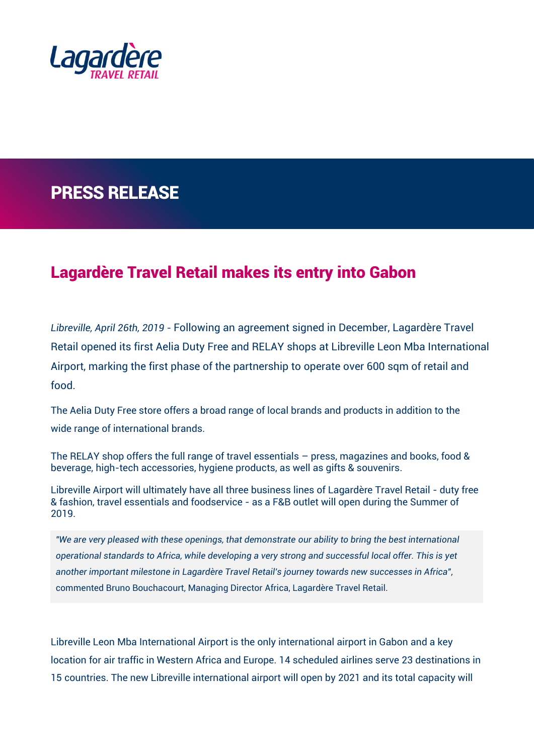Lagardère TRAVEL RETAIL

# PRESS RELEASE

## Lagardère Travel Retail makes its entry into Gabon

*Libreville, April 26th, 2019* - Following an agreement signed in December, Lagardère Travel Retail opened its first Aelia Duty Free and RELAY shops at Libreville Leon Mba International Airport, marking the first phase of the partnership to operate over 600 sqm of retail and food.

The Aelia Duty Free store offers a broad range of local brands and products in addition to the wide range of international brands.

The RELAY shop offers the full range of travel essentials – press, magazines and books, food & beverage, high-tech accessories, hygiene products, as well as gifts & souvenirs.

Libreville Airport will ultimately have all three business lines of Lagardère Travel Retail - duty free & fashion, travel essentials and foodservice - as a F&B outlet will open during the Summer of 2019.

> *"We are very pleased with these openings, that demonstrate our ability to bring the best international operational standards to Africa, while developing a very strong and successful local offer. This is yet another important milestone in Lagardère Travel Retail's journey towards new successes in Africa"*, commented Bruno Bouchacourt, Managing Director Africa, Lagardère Travel Retail.

Libreville Leon Mba International Airport is the only international airport in Gabon and a key location for air traffic in Western Africa and Europe. 14 scheduled airlines serve 23 destinations in 15 countries. The new Libreville international airport will open by 2021 and its total capacity will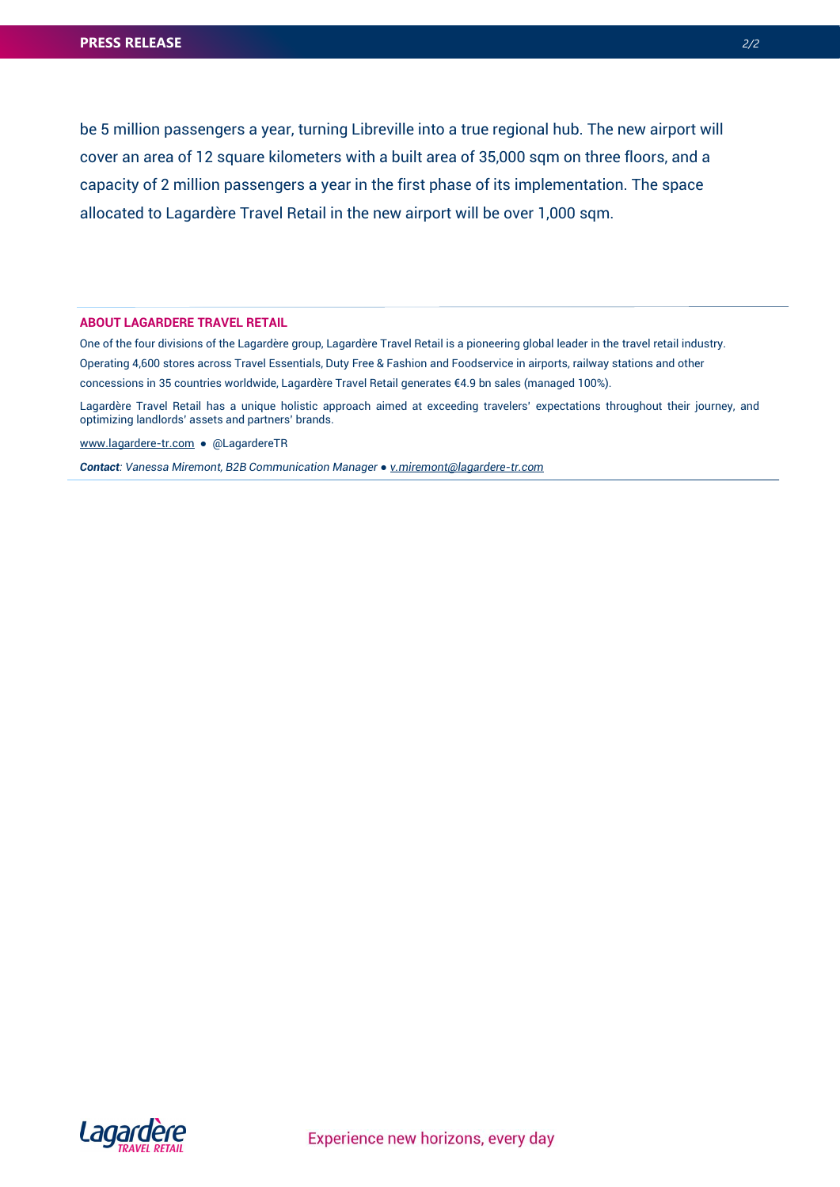be 5 million passengers a year, turning Libreville into a true regional hub. The new airport will cover an area of 12 square kilometers with a built area of 35,000 sqm on three floors, and a capacity of 2 million passengers a year in the first phase of its implementation. The space allocated to Lagardère Travel Retail in the new airport will be over 1,000 sqm.

## ABOUT LAGARDERE TRAVEL RETAIL

One of the four divisions of the Lagardère group, Lagardère Travel Retail is a pioneering global leader in the travel retail industry. Operating 4,600 stores across Travel Essentials, Duty Free & Fashion and Foodservice in airports, railway stations and other concessions in 35 countries worldwide, Lagardère Travel Retail generates €4.9 bn sales (managed 100%).

Lagardère Travel Retail has a unique holistic approach aimed at exceeding travelers' expectations throughout their journey, and optimizing landlords' assets and partners' brands.

www.lagardere-tr.com ● @LagardereTR

***Contact**: Vanessa Miremont, B2B Communication Manager ● v.miremont@lagardere-tr.com*

Experience new horizons, every day